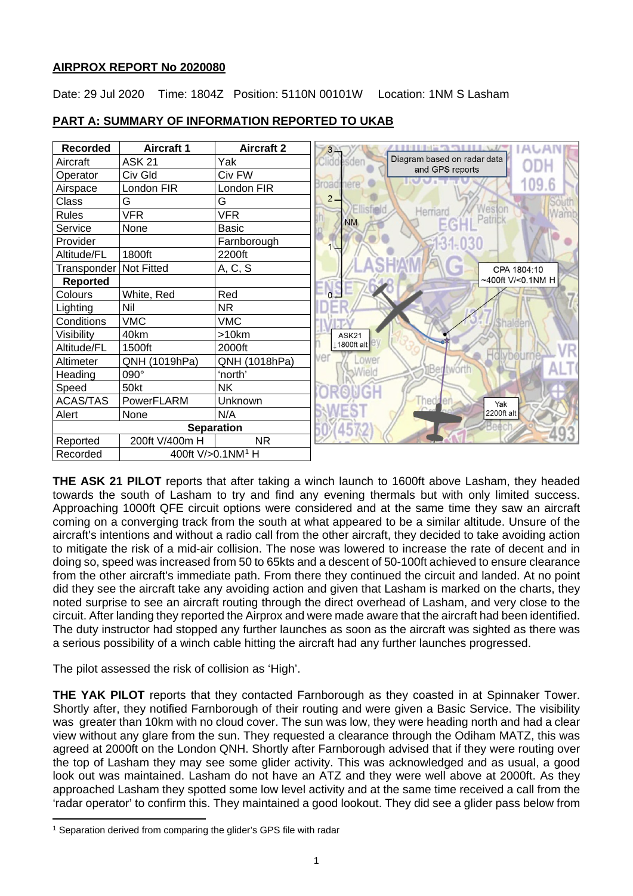# AIRPROX REPORT No 2020080

Date: 29 Jul 2020 Time: 1804Z Position: 5110N 00101W Location: 1NM S Lasham

## PART A: SUMMARY OF INFORMATION REPORTED TO UKAB

| Recorded | Aircraft 1 | Aircraft 2 |
|---|---|---|
| Aircraft | ASK 21 | Yak |
| Operator | Civ Gld | Civ FW |
| Airspace | London FIR | London FIR |
| Class | G | G |
| Rules | VFR | VFR |
| Service | None | Basic |
| Provider | | Farnborough |
| Altitude/FL | 1800ft | 2200ft |
| Transponder | Not Fitted | A, C, S |
| **Reported** | | |
| Colours | White, Red | Red |
| Lighting | Nil | NR |
| Conditions | VMC | VMC |
| Visibility | 40km | >10km |
| Altitude/FL | 1500ft | 2000ft |
| Altimeter | QNH (1019hPa) | QNH (1018hPa) |
| Heading | 090° | 'north' |
| Speed | 50kt | NK |
| ACAS/TAS | PowerFLARM | Unknown |
| Alert | None | N/A |
| **Separation** | | |
| Reported | 200ft V/400m H | NR |
| Recorded | 400ft V/>0.1NM[1] H | |

Diagram based on radar data and GPS reports

CPA 1804:10 ~400ft V/<0.1NM H

ASK21 ↓1800ft alt

Yak 2200ft alt

**THE ASK 21 PILOT** reports that after taking a winch launch to 1600ft above Lasham, they headed towards the south of Lasham to try and find any evening thermals but with only limited success. Approaching 1000ft QFE circuit options were considered and at the same time they saw an aircraft coming on a converging track from the south at what appeared to be a similar altitude. Unsure of the aircraft's intentions and without a radio call from the other aircraft, they decided to take avoiding action to mitigate the risk of a mid-air collision. The nose was lowered to increase the rate of decent and in doing so, speed was increased from 50 to 65kts and a descent of 50-100ft achieved to ensure clearance from the other aircraft's immediate path. From there they continued the circuit and landed. At no point did they see the aircraft take any avoiding action and given that Lasham is marked on the charts, they noted surprise to see an aircraft routing through the direct overhead of Lasham, and very close to the circuit. After landing they reported the Airprox and were made aware that the aircraft had been identified. The duty instructor had stopped any further launches as soon as the aircraft was sighted as there was a serious possibility of a winch cable hitting the aircraft had any further launches progressed.

The pilot assessed the risk of collision as 'High'.

**THE YAK PILOT** reports that they contacted Farnborough as they coasted in at Spinnaker Tower. Shortly after, they notified Farnborough of their routing and were given a Basic Service. The visibility was greater than 10km with no cloud cover. The sun was low, they were heading north and had a clear view without any glare from the sun. They requested a clearance through the Odiham MATZ, this was agreed at 2000ft on the London QNH. Shortly after Farnborough advised that if they were routing over the top of Lasham they may see some glider activity. This was acknowledged and as usual, a good look out was maintained. Lasham do not have an ATZ and they were well above at 2000ft. As they approached Lasham they spotted some low level activity and at the same time received a call from the 'radar operator' to confirm this. They maintained a good lookout. They did see a glider pass below from

[1] Separation derived from comparing the glider's GPS file with radar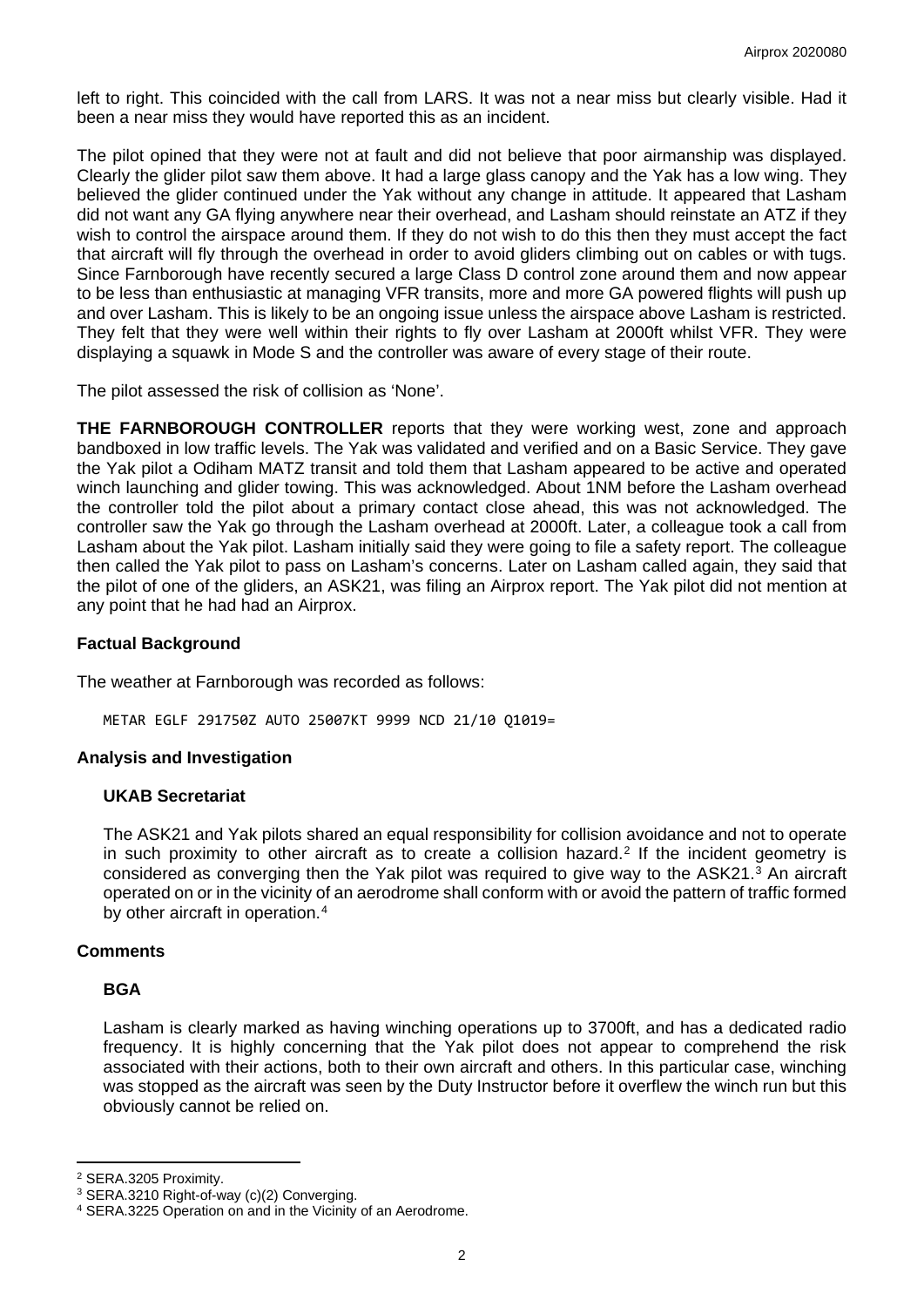left to right. This coincided with the call from LARS. It was not a near miss but clearly visible. Had it been a near miss they would have reported this as an incident.

The pilot opined that they were not at fault and did not believe that poor airmanship was displayed. Clearly the glider pilot saw them above. It had a large glass canopy and the Yak has a low wing. They believed the glider continued under the Yak without any change in attitude. It appeared that Lasham did not want any GA flying anywhere near their overhead, and Lasham should reinstate an ATZ if they wish to control the airspace around them. If they do not wish to do this then they must accept the fact that aircraft will fly through the overhead in order to avoid gliders climbing out on cables or with tugs. Since Farnborough have recently secured a large Class D control zone around them and now appear to be less than enthusiastic at managing VFR transits, more and more GA powered flights will push up and over Lasham. This is likely to be an ongoing issue unless the airspace above Lasham is restricted. They felt that they were well within their rights to fly over Lasham at 2000ft whilst VFR. They were displaying a squawk in Mode S and the controller was aware of every stage of their route.

The pilot assessed the risk of collision as 'None'.

**THE FARNBOROUGH CONTROLLER** reports that they were working west, zone and approach bandboxed in low traffic levels. The Yak was validated and verified and on a Basic Service. They gave the Yak pilot a Odiham MATZ transit and told them that Lasham appeared to be active and operated winch launching and glider towing. This was acknowledged. About 1NM before the Lasham overhead the controller told the pilot about a primary contact close ahead, this was not acknowledged. The controller saw the Yak go through the Lasham overhead at 2000ft. Later, a colleague took a call from Lasham about the Yak pilot. Lasham initially said they were going to file a safety report. The colleague then called the Yak pilot to pass on Lasham's concerns. Later on Lasham called again, they said that the pilot of one of the gliders, an ASK21, was filing an Airprox report. The Yak pilot did not mention at any point that he had had an Airprox.

## Factual Background

The weather at Farnborough was recorded as follows:

```
METAR EGLF 291750Z AUTO 25007KT 9999 NCD 21/10 Q1019=
```

## Analysis and Investigation

### UKAB Secretariat

The ASK21 and Yak pilots shared an equal responsibility for collision avoidance and not to operate in such proximity to other aircraft as to create a collision hazard.[2] If the incident geometry is considered as converging then the Yak pilot was required to give way to the ASK21.[3] An aircraft operated on or in the vicinity of an aerodrome shall conform with or avoid the pattern of traffic formed by other aircraft in operation.[4]

## Comments

### BGA

Lasham is clearly marked as having winching operations up to 3700ft, and has a dedicated radio frequency. It is highly concerning that the Yak pilot does not appear to comprehend the risk associated with their actions, both to their own aircraft and others. In this particular case, winching was stopped as the aircraft was seen by the Duty Instructor before it overflew the winch run but this obviously cannot be relied on.

---

[2] SERA.3205 Proximity.

[3] SERA.3210 Right-of-way (c)(2) Converging.

[4] SERA.3225 Operation on and in the Vicinity of an Aerodrome.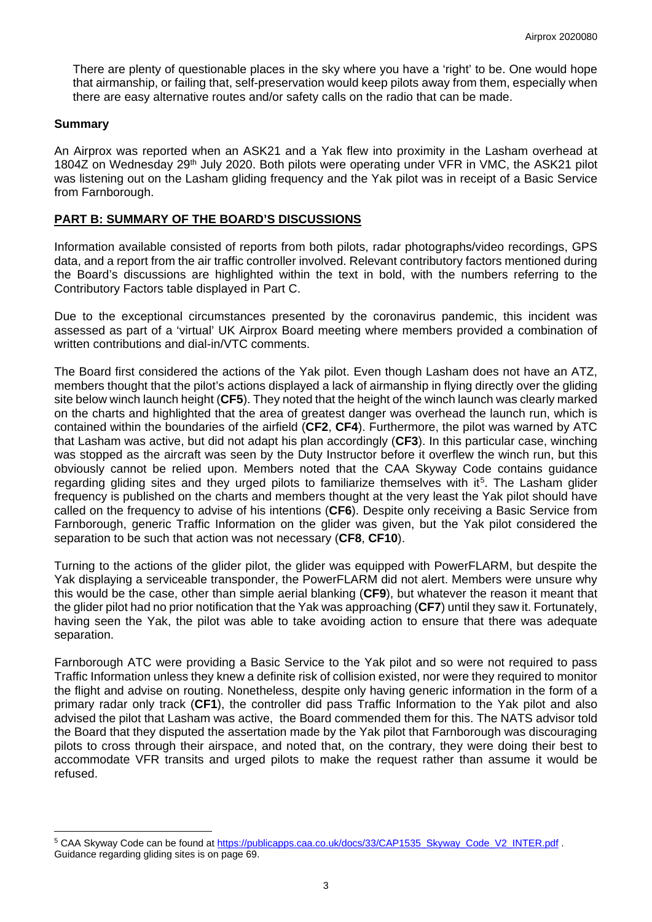There are plenty of questionable places in the sky where you have a 'right' to be. One would hope that airmanship, or failing that, self-preservation would keep pilots away from them, especially when there are easy alternative routes and/or safety calls on the radio that can be made.

## Summary

An Airprox was reported when an ASK21 and a Yak flew into proximity in the Lasham overhead at 1804Z on Wednesday 29th July 2020. Both pilots were operating under VFR in VMC, the ASK21 pilot was listening out on the Lasham gliding frequency and the Yak pilot was in receipt of a Basic Service from Farnborough.

## PART B: SUMMARY OF THE BOARD'S DISCUSSIONS

Information available consisted of reports from both pilots, radar photographs/video recordings, GPS data, and a report from the air traffic controller involved. Relevant contributory factors mentioned during the Board's discussions are highlighted within the text in bold, with the numbers referring to the Contributory Factors table displayed in Part C.

Due to the exceptional circumstances presented by the coronavirus pandemic, this incident was assessed as part of a 'virtual' UK Airprox Board meeting where members provided a combination of written contributions and dial-in/VTC comments.

The Board first considered the actions of the Yak pilot. Even though Lasham does not have an ATZ, members thought that the pilot's actions displayed a lack of airmanship in flying directly over the gliding site below winch launch height (**CF5**). They noted that the height of the winch launch was clearly marked on the charts and highlighted that the area of greatest danger was overhead the launch run, which is contained within the boundaries of the airfield (**CF2**, **CF4**). Furthermore, the pilot was warned by ATC that Lasham was active, but did not adapt his plan accordingly (**CF3**). In this particular case, winching was stopped as the aircraft was seen by the Duty Instructor before it overflew the winch run, but this obviously cannot be relied upon. Members noted that the CAA Skyway Code contains guidance regarding gliding sites and they urged pilots to familiarize themselves with it[5]. The Lasham glider frequency is published on the charts and members thought at the very least the Yak pilot should have called on the frequency to advise of his intentions (**CF6**). Despite only receiving a Basic Service from Farnborough, generic Traffic Information on the glider was given, but the Yak pilot considered the separation to be such that action was not necessary (**CF8**, **CF10**).

Turning to the actions of the glider pilot, the glider was equipped with PowerFLARM, but despite the Yak displaying a serviceable transponder, the PowerFLARM did not alert. Members were unsure why this would be the case, other than simple aerial blanking (**CF9**), but whatever the reason it meant that the glider pilot had no prior notification that the Yak was approaching (**CF7**) until they saw it. Fortunately, having seen the Yak, the pilot was able to take avoiding action to ensure that there was adequate separation.

Farnborough ATC were providing a Basic Service to the Yak pilot and so were not required to pass Traffic Information unless they knew a definite risk of collision existed, nor were they required to monitor the flight and advise on routing. Nonetheless, despite only having generic information in the form of a primary radar only track (**CF1**), the controller did pass Traffic Information to the Yak pilot and also advised the pilot that Lasham was active, the Board commended them for this. The NATS advisor told the Board that they disputed the assertion made by the Yak pilot that Farnborough was discouraging pilots to cross through their airspace, and noted that, on the contrary, they were doing their best to accommodate VFR transits and urged pilots to make the request rather than assume it would be refused.

[5] CAA Skyway Code can be found at https://publicapps.caa.co.uk/docs/33/CAP1535_Skyway_Code_V2_INTER.pdf . Guidance regarding gliding sites is on page 69.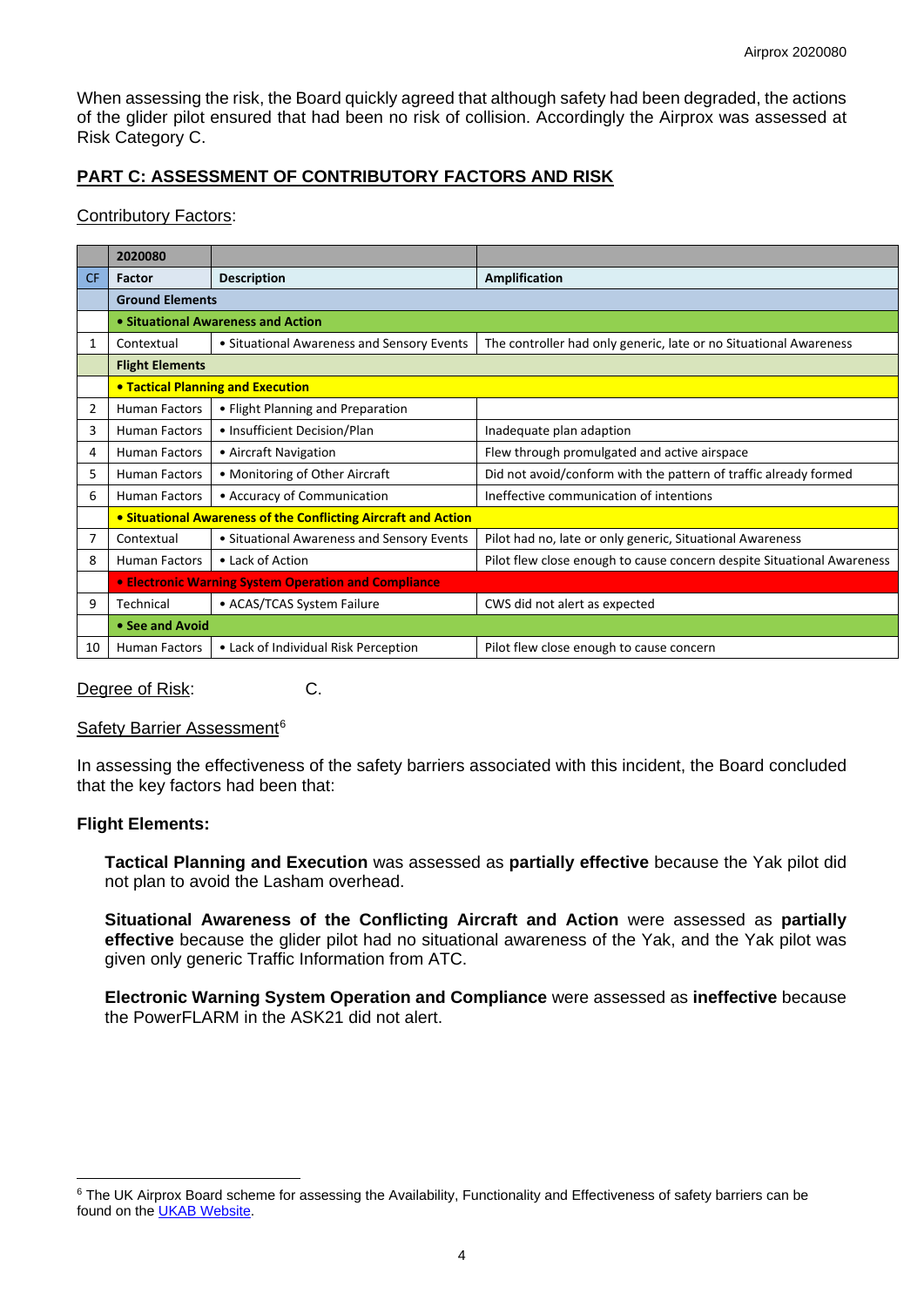When assessing the risk, the Board quickly agreed that although safety had been degraded, the actions of the glider pilot ensured that had been no risk of collision. Accordingly the Airprox was assessed at Risk Category C.

## PART C: ASSESSMENT OF CONTRIBUTORY FACTORS AND RISK

Contributory Factors:

| | 2020080 | | |
|---|---|---|---|
| CF | Factor | Description | Amplification |
| | **Ground Elements** | | |
| | **• Situational Awareness and Action** | | |
| 1 | Contextual | • Situational Awareness and Sensory Events | The controller had only generic, late or no Situational Awareness |
| | **Flight Elements** | | |
| | **• Tactical Planning and Execution** | | |
| 2 | Human Factors | • Flight Planning and Preparation | |
| 3 | Human Factors | • Insufficient Decision/Plan | Inadequate plan adaption |
| 4 | Human Factors | • Aircraft Navigation | Flew through promulgated and active airspace |
| 5 | Human Factors | • Monitoring of Other Aircraft | Did not avoid/conform with the pattern of traffic already formed |
| 6 | Human Factors | • Accuracy of Communication | Ineffective communication of intentions |
| | **• Situational Awareness of the Conflicting Aircraft and Action** | | |
| 7 | Contextual | • Situational Awareness and Sensory Events | Pilot had no, late or only generic, Situational Awareness |
| 8 | Human Factors | • Lack of Action | Pilot flew close enough to cause concern despite Situational Awareness |
| | **• Electronic Warning System Operation and Compliance** | | |
| 9 | Technical | • ACAS/TCAS System Failure | CWS did not alert as expected |
| | **• See and Avoid** | | |
| 10 | Human Factors | • Lack of Individual Risk Perception | Pilot flew close enough to cause concern |

Degree of Risk: C.

Safety Barrier Assessment[6]

In assessing the effectiveness of the safety barriers associated with this incident, the Board concluded that the key factors had been that:

**Flight Elements:**

**Tactical Planning and Execution** was assessed as **partially effective** because the Yak pilot did not plan to avoid the Lasham overhead.

**Situational Awareness of the Conflicting Aircraft and Action** were assessed as **partially effective** because the glider pilot had no situational awareness of the Yak, and the Yak pilot was given only generic Traffic Information from ATC.

**Electronic Warning System Operation and Compliance** were assessed as **ineffective** because the PowerFLARM in the ASK21 did not alert.

[6] The UK Airprox Board scheme for assessing the Availability, Functionality and Effectiveness of safety barriers can be found on the UKAB Website.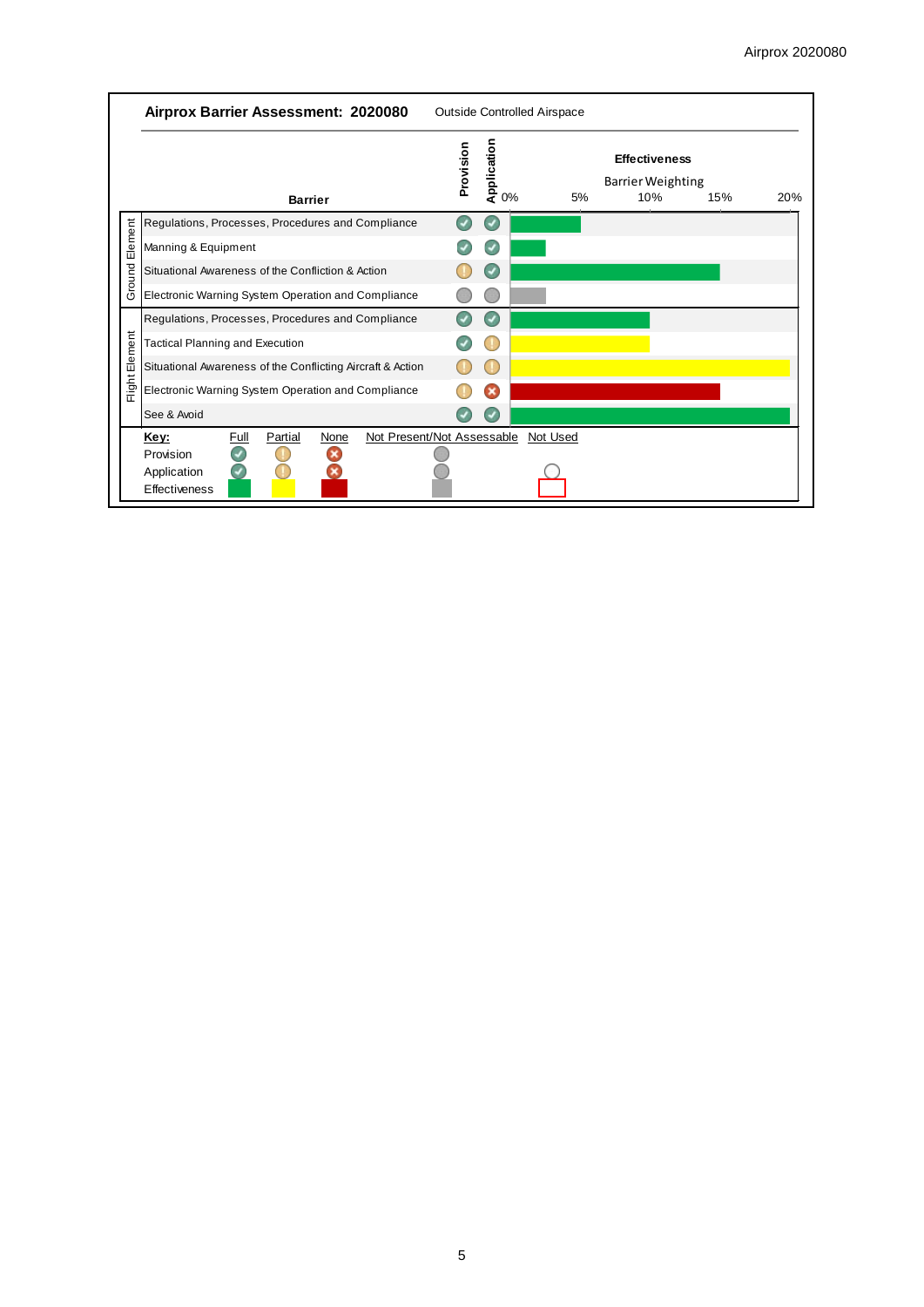**Airprox Barrier Assessment: 2020080** Outside Controlled Airspace

| | Barrier | Provision | Application | Effectiveness (Barrier Weighting) |
|---|---|---|---|---|
| Ground Element | Regulations, Processes, Procedures and Compliance | Full | Full | |
| | Manning & Equipment | Full | Full | |
| | Situational Awareness of the Confliction & Action | Partial | Full | |
| | Electronic Warning System Operation and Compliance | Not Present/Not Assessable | Not Present/Not Assessable | |
| Flight Element | Regulations, Processes, Procedures and Compliance | Full | Full | |
| | Tactical Planning and Execution | Full | Partial | |
| | Situational Awareness of the Conflicting Aircraft & Action | Partial | Partial | |
| | Electronic Warning System Operation and Compliance | Partial | None | |
| | See & Avoid | Full | Full | |

Effectiveness

Barrier Weighting

0% 5% 10% 15% 20%

**Key:** Full, Partial, None, Not Present/Not Assessable, Not Used

Provision

Application

Effectiveness